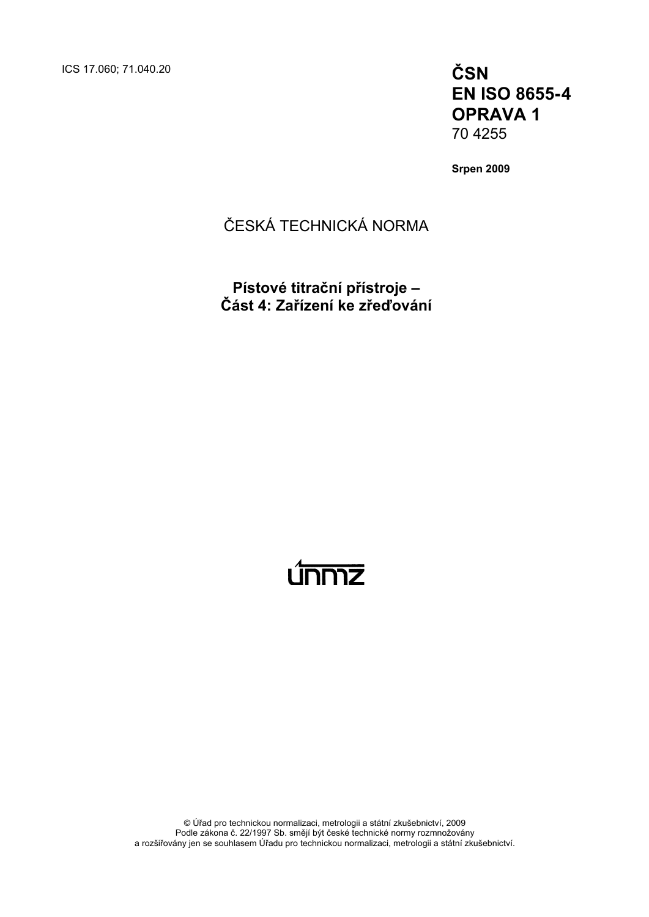ICS 17.060; 71.040.20

**ČSN**
**EN ISO 8655-4**
**OPRAVA 1**
70 4255

**Srpen 2009**

ČESKÁ TECHNICKÁ NORMA

**Pístové titrační přístroje –**
**Část 4: Zařízení ke zřeďování**

únmz

© Úřad pro technickou normalizaci, metrologii a státní zkušebnictví, 2009
Podle zákona č. 22/1997 Sb. smějí být české technické normy rozmnožovány
a rozšiřovány jen se souhlasem Úřadu pro technickou normalizaci, metrologii a státní zkušebnictví.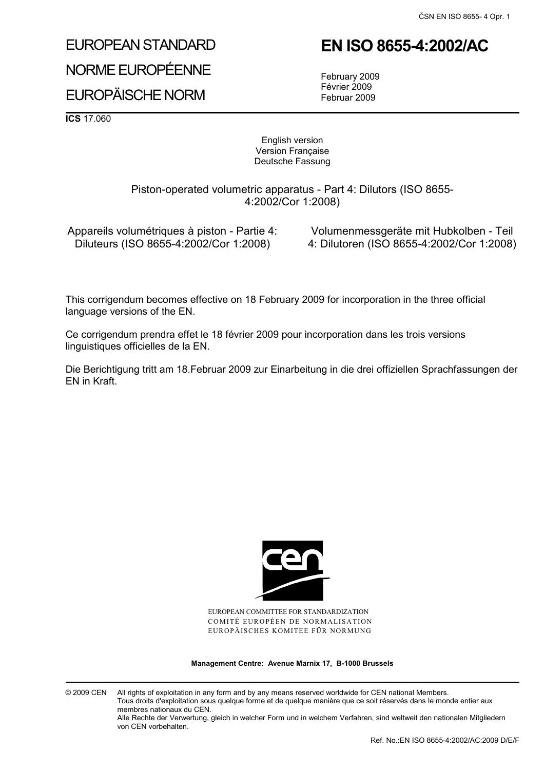# EUROPEAN STANDARD

# NORME EUROPÉENNE

# EUROPÄISCHE NORM

# EN ISO 8655-4:2002/AC

February 2009
Février 2009
Februar 2009

**ICS** 17.060

English version
Version Française
Deutsche Fassung

Piston-operated volumetric apparatus - Part 4: Dilutors (ISO 8655-4:2002/Cor 1:2008)

Appareils volumétriques à piston - Partie 4: Diluteurs (ISO 8655-4:2002/Cor 1:2008)

Volumenmessgeräte mit Hubkolben - Teil 4: Dilutoren (ISO 8655-4:2002/Cor 1:2008)

This corrigendum becomes effective on 18 February 2009 for incorporation in the three official language versions of the EN.

Ce corrigendum prendra effet le 18 février 2009 pour incorporation dans les trois versions linguistiques officielles de la EN.

Die Berichtigung tritt am 18.Februar 2009 zur Einarbeitung in die drei offiziellen Sprachfassungen der EN in Kraft.

EUROPEAN COMMITTEE FOR STANDARDIZATION
COMITÉ EUROPÉEN DE NORMALISATION
EUROPÄISCHES KOMITEE FÜR NORMUNG

**Management Centre: Avenue Marnix 17, B-1000 Brussels**

© 2009 CEN All rights of exploitation in any form and by any means reserved worldwide for CEN national Members.
Tous droits d'exploitation sous quelque forme et de quelque manière que ce soit réservés dans le monde entier aux membres nationaux du CEN.
Alle Rechte der Verwertung, gleich in welcher Form und in welchem Verfahren, sind weltweit den nationalen Mitgliedern von CEN vorbehalten.

Ref. No.:EN ISO 8655-4:2002/AC:2009 D/E/F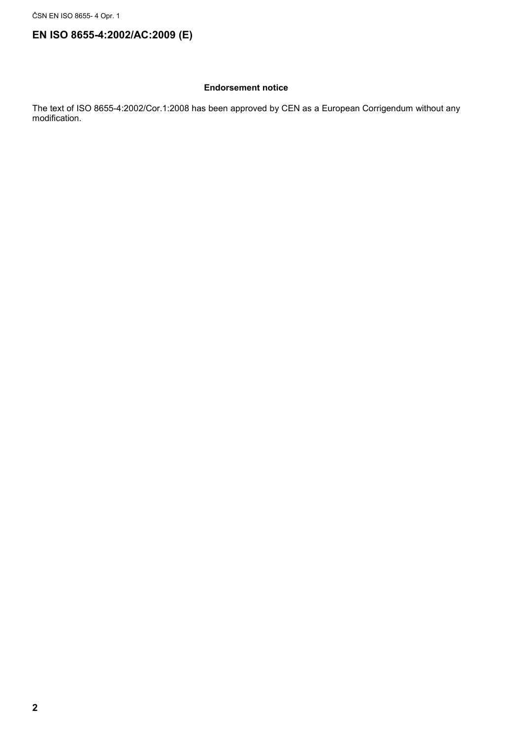# EN ISO 8655-4:2002/AC:2009 (E)

**Endorsement notice**

The text of ISO 8655-4:2002/Cor.1:2008 has been approved by CEN as a European Corrigendum without any modification.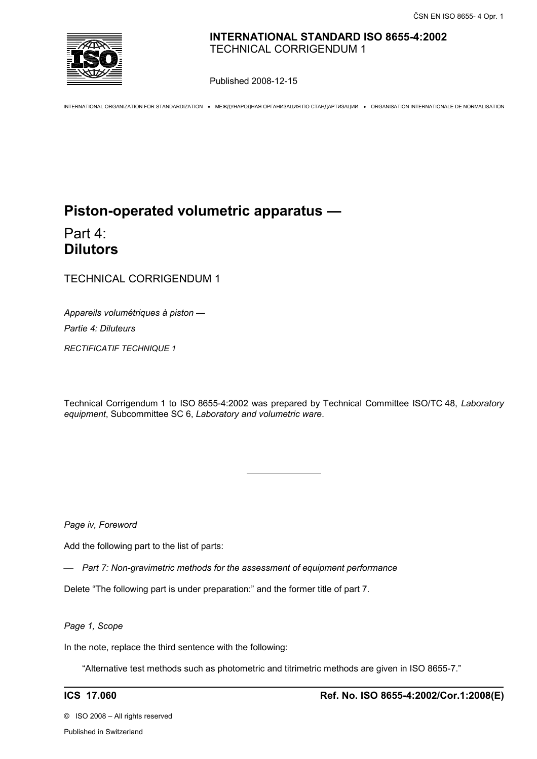**INTERNATIONAL STANDARD ISO 8655-4:2002**
TECHNICAL CORRIGENDUM 1

Published 2008-12-15

INTERNATIONAL ORGANIZATION FOR STANDARDIZATION • МЕЖДУНАРОДНАЯ ОРГАНИЗАЦИЯ ПО СТАНДАРТИЗАЦИИ • ORGANISATION INTERNATIONALE DE NORMALISATION

# Piston-operated volumetric apparatus —

## Part 4: **Dilutors**

TECHNICAL CORRIGENDUM 1

*Appareils volumétriques à piston —*

*Partie 4: Diluteurs*

*RECTIFICATIF TECHNIQUE 1*

Technical Corrigendum 1 to ISO 8655-4:2002 was prepared by Technical Committee ISO/TC 48, *Laboratory equipment*, Subcommittee SC 6, *Laboratory and volumetric ware*.

---

*Page iv, Foreword*

Add the following part to the list of parts:

— *Part 7: Non-gravimetric methods for the assessment of equipment performance*

Delete "The following part is under preparation:" and the former title of part 7.

*Page 1, Scope*

In the note, replace the third sentence with the following:

"Alternative test methods such as photometric and titrimetric methods are given in ISO 8655-7."

**ICS 17.060** **Ref. No. ISO 8655-4:2002/Cor.1:2008(E)**

© ISO 2008 – All rights reserved

Published in Switzerland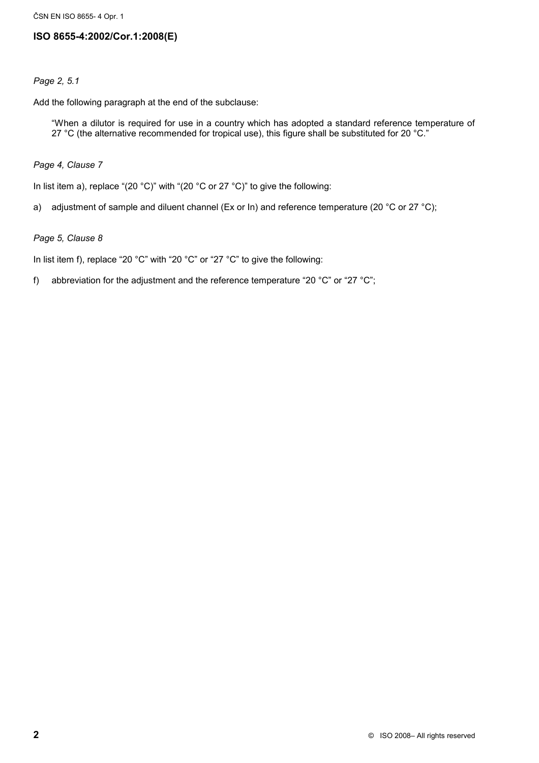*Page 2, 5.1*

Add the following paragraph at the end of the subclause:

> "When a dilutor is required for use in a country which has adopted a standard reference temperature of 27 °C (the alternative recommended for tropical use), this figure shall be substituted for 20 °C."

*Page 4, Clause 7*

In list item a), replace "(20 °C)" with "(20 °C or 27 °C)" to give the following:

a) adjustment of sample and diluent channel (Ex or In) and reference temperature (20 °C or 27 °C);

*Page 5, Clause 8*

In list item f), replace "20 °C" with "20 °C" or "27 °C" to give the following:

f) abbreviation for the adjustment and the reference temperature "20 °C" or "27 °C";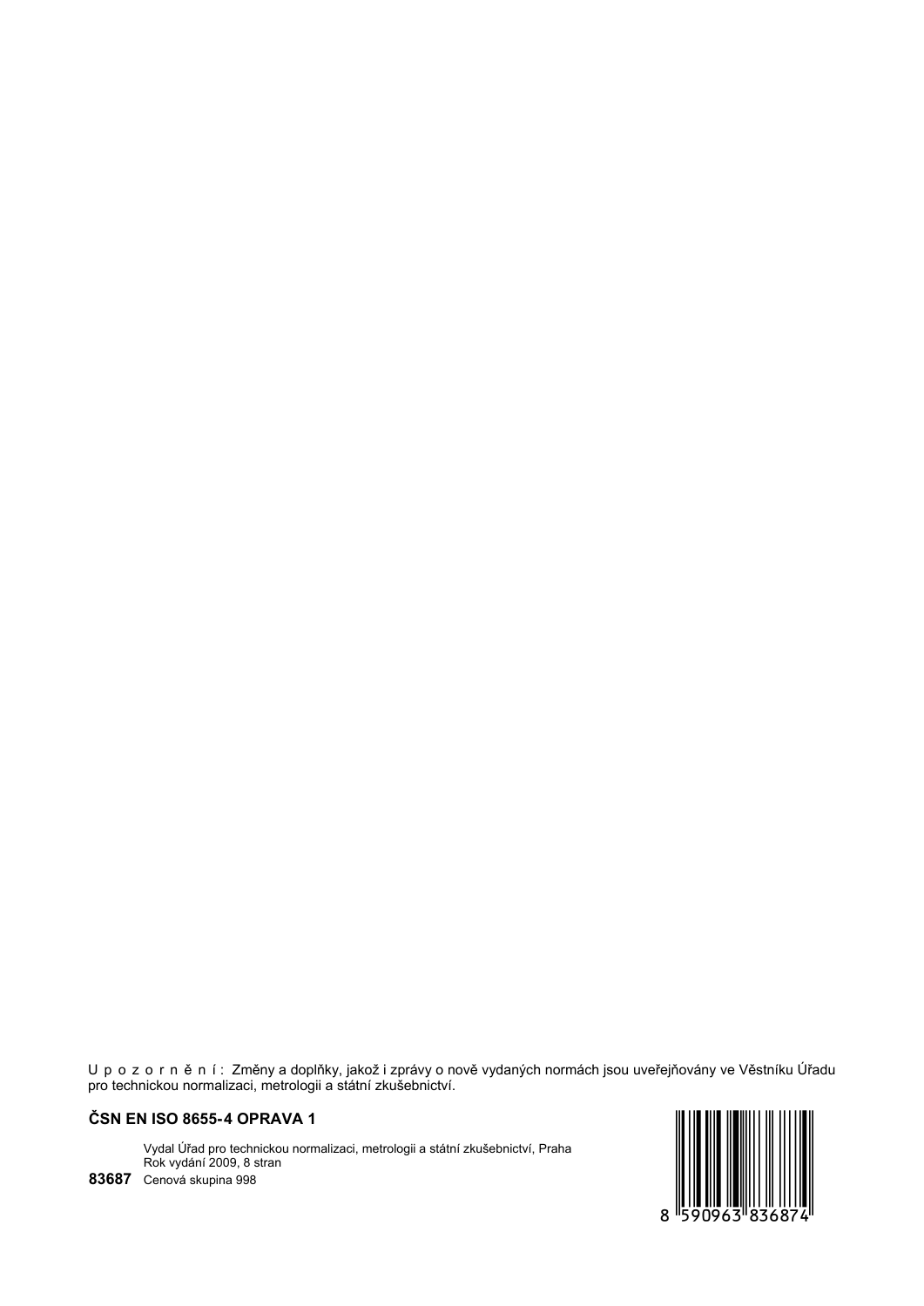U p o z o r n ě n í : Změny a doplňky, jakož i zprávy o nově vydaných normách jsou uveřejňovány ve Věstníku Úřadu pro technickou normalizaci, metrologii a státní zkušebnictví.

**ČSN EN ISO 8655-4 OPRAVA 1**

Vydal Úřad pro technickou normalizaci, metrologii a státní zkušebnictví, Praha
Rok vydání 2009, 8 stran

**83687** Cenová skupina 998

8 590963 836874